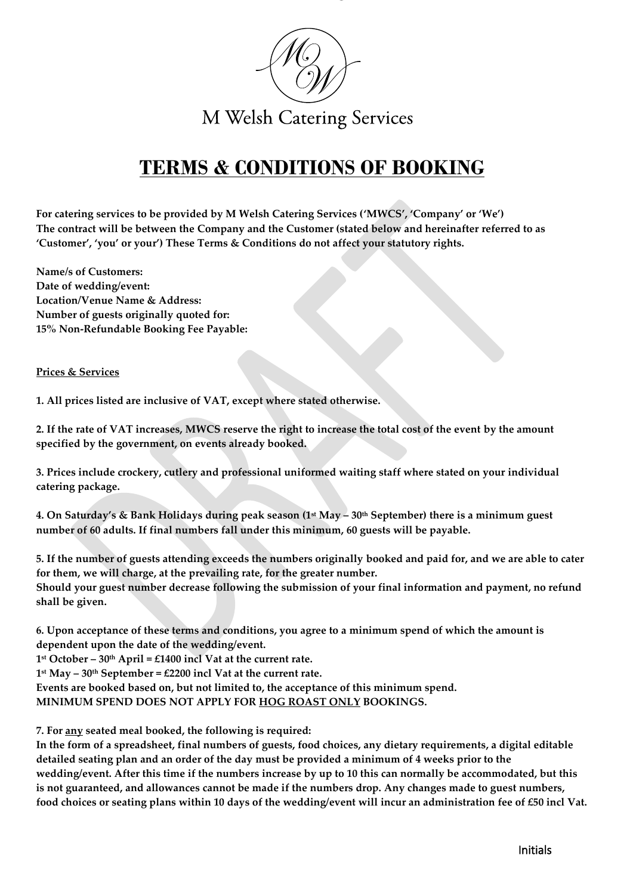M Welsh Catering Services

# TERMS & CONDITIONS OF BOOKING

**For catering services to be provided by M Welsh Catering Services ('MWCS', 'Company' or 'We') The contract will be between the Company and the Customer (stated below and hereinafter referred to as 'Customer', 'you' or your') These Terms & Conditions do not affect your statutory rights.**

**Name/s of Customers:**
**Date of wedding/event:**
**Location/Venue Name & Address:**
**Number of guests originally quoted for:**
**15% Non-Refundable Booking Fee Payable:**

**Prices & Services**

**1. All prices listed are inclusive of VAT, except where stated otherwise.**

**2. If the rate of VAT increases, MWCS reserve the right to increase the total cost of the event by the amount specified by the government, on events already booked.**

**3. Prices include crockery, cutlery and professional uniformed waiting staff where stated on your individual catering package.**

**4. On Saturday's & Bank Holidays during peak season (1st May – 30th September) there is a minimum guest number of 60 adults. If final numbers fall under this minimum, 60 guests will be payable.**

**5. If the number of guests attending exceeds the numbers originally booked and paid for, and we are able to cater for them, we will charge, at the prevailing rate, for the greater number.**
**Should your guest number decrease following the submission of your final information and payment, no refund shall be given.**

**6. Upon acceptance of these terms and conditions, you agree to a minimum spend of which the amount is dependent upon the date of the wedding/event.**
**1st October – 30th April = £1400 incl Vat at the current rate.**
**1st May – 30th September = £2200 incl Vat at the current rate.**
**Events are booked based on, but not limited to, the acceptance of this minimum spend.**
**MINIMUM SPEND DOES NOT APPLY FOR HOG ROAST ONLY BOOKINGS.**

**7. For any seated meal booked, the following is required:**
**In the form of a spreadsheet, final numbers of guests, food choices, any dietary requirements, a digital editable detailed seating plan and an order of the day must be provided a minimum of 4 weeks prior to the wedding/event. After this time if the numbers increase by up to 10 this can normally be accommodated, but this is not guaranteed, and allowances cannot be made if the numbers drop. Any changes made to guest numbers, food choices or seating plans within 10 days of the wedding/event will incur an administration fee of £50 incl Vat.**

Initials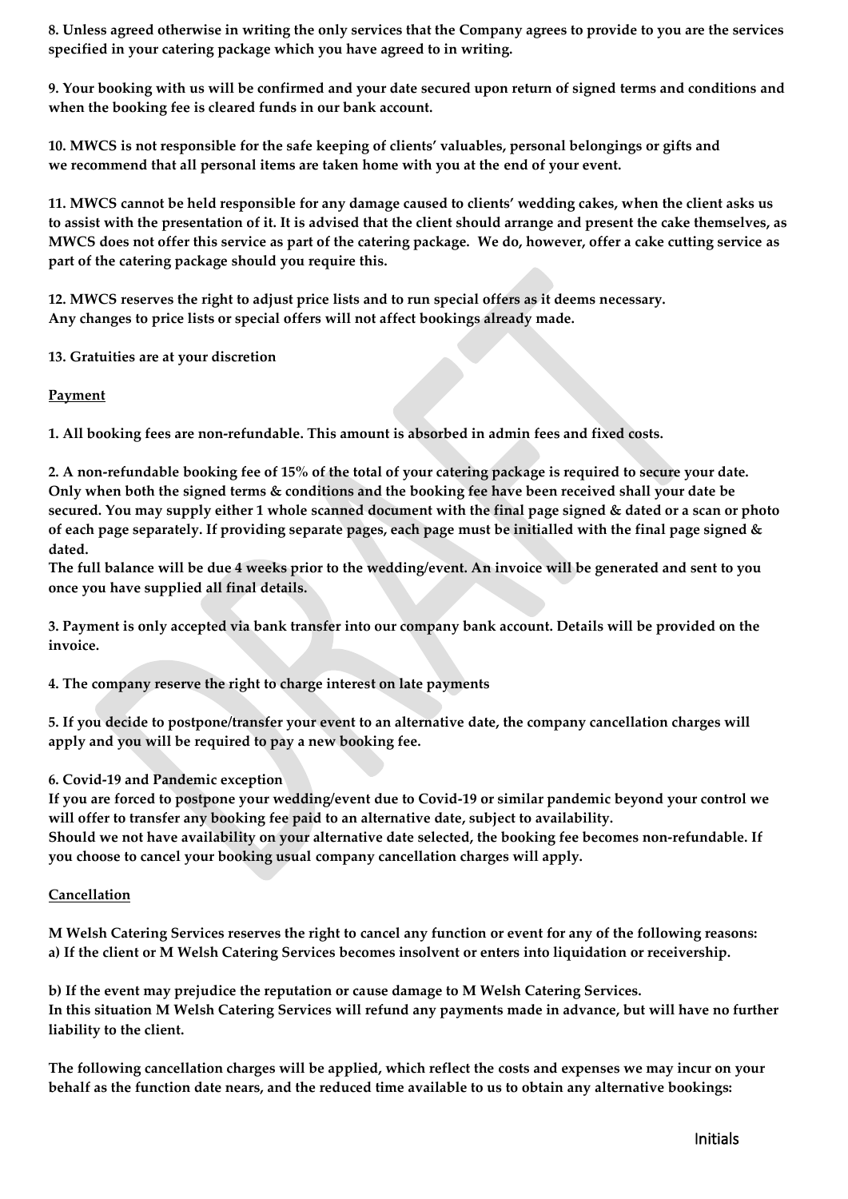**8. Unless agreed otherwise in writing the only services that the Company agrees to provide to you are the services specified in your catering package which you have agreed to in writing.**

**9. Your booking with us will be confirmed and your date secured upon return of signed terms and conditions and when the booking fee is cleared funds in our bank account.**

**10. MWCS is not responsible for the safe keeping of clients' valuables, personal belongings or gifts and we recommend that all personal items are taken home with you at the end of your event.**

**11. MWCS cannot be held responsible for any damage caused to clients' wedding cakes, when the client asks us to assist with the presentation of it. It is advised that the client should arrange and present the cake themselves, as MWCS does not offer this service as part of the catering package. We do, however, offer a cake cutting service as part of the catering package should you require this.**

**12. MWCS reserves the right to adjust price lists and to run special offers as it deems necessary. Any changes to price lists or special offers will not affect bookings already made.**

**13. Gratuities are at your discretion**

**Payment**

**1. All booking fees are non-refundable. This amount is absorbed in admin fees and fixed costs.**

**2. A non-refundable booking fee of 15% of the total of your catering package is required to secure your date. Only when both the signed terms & conditions and the booking fee have been received shall your date be secured. You may supply either 1 whole scanned document with the final page signed & dated or a scan or photo of each page separately. If providing separate pages, each page must be initialled with the final page signed & dated.**
**The full balance will be due 4 weeks prior to the wedding/event. An invoice will be generated and sent to you once you have supplied all final details.**

**3. Payment is only accepted via bank transfer into our company bank account. Details will be provided on the invoice.**

**4. The company reserve the right to charge interest on late payments**

**5. If you decide to postpone/transfer your event to an alternative date, the company cancellation charges will apply and you will be required to pay a new booking fee.**

**6. Covid-19 and Pandemic exception**
**If you are forced to postpone your wedding/event due to Covid-19 or similar pandemic beyond your control we will offer to transfer any booking fee paid to an alternative date, subject to availability.**
**Should we not have availability on your alternative date selected, the booking fee becomes non-refundable. If you choose to cancel your booking usual company cancellation charges will apply.**

**Cancellation**

**M Welsh Catering Services reserves the right to cancel any function or event for any of the following reasons:**
**a) If the client or M Welsh Catering Services becomes insolvent or enters into liquidation or receivership.**

**b) If the event may prejudice the reputation or cause damage to M Welsh Catering Services.**
**In this situation M Welsh Catering Services will refund any payments made in advance, but will have no further liability to the client.**

**The following cancellation charges will be applied, which reflect the costs and expenses we may incur on your behalf as the function date nears, and the reduced time available to us to obtain any alternative bookings:**

Initials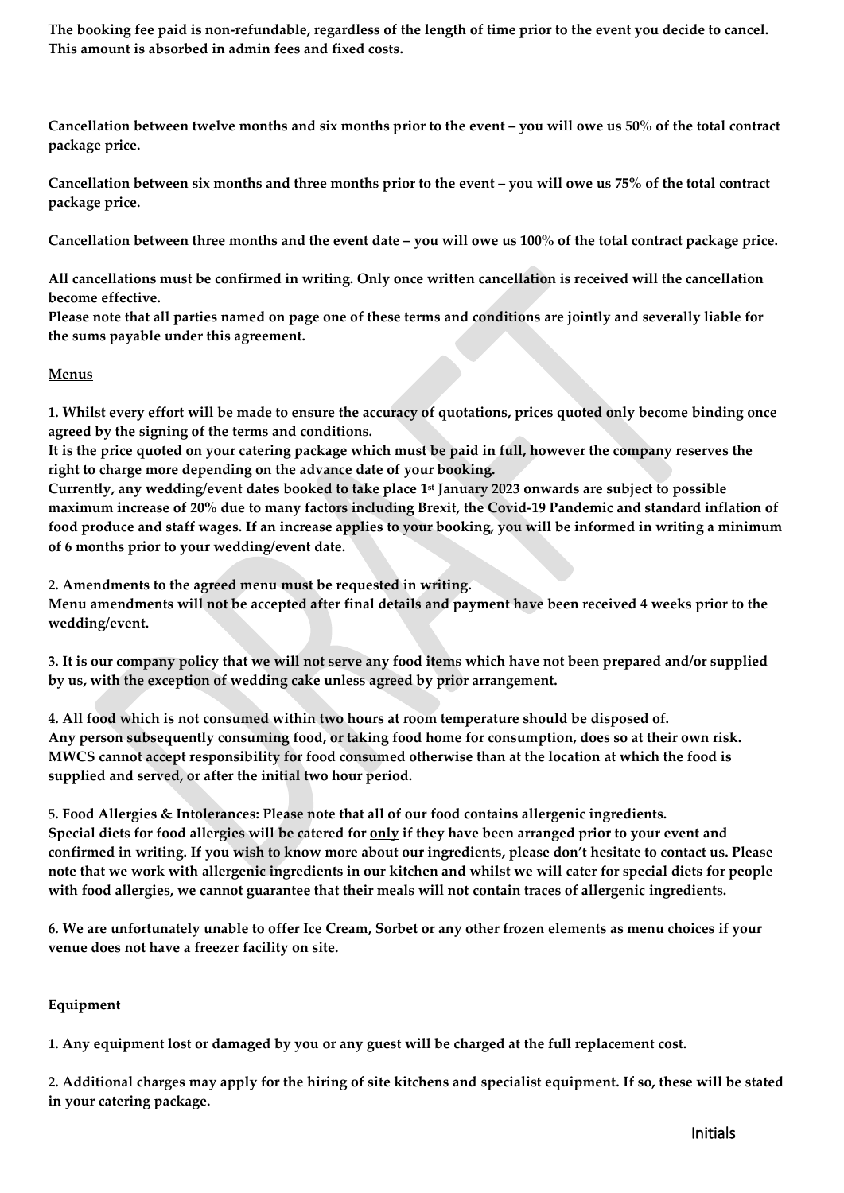**The booking fee paid is non-refundable, regardless of the length of time prior to the event you decide to cancel. This amount is absorbed in admin fees and fixed costs.**

**Cancellation between twelve months and six months prior to the event – you will owe us 50% of the total contract package price.**

**Cancellation between six months and three months prior to the event – you will owe us 75% of the total contract package price.**

**Cancellation between three months and the event date – you will owe us 100% of the total contract package price.**

**All cancellations must be confirmed in writing. Only once written cancellation is received will the cancellation become effective.**
**Please note that all parties named on page one of these terms and conditions are jointly and severally liable for the sums payable under this agreement.**

## Menus

**1. Whilst every effort will be made to ensure the accuracy of quotations, prices quoted only become binding once agreed by the signing of the terms and conditions.**
**It is the price quoted on your catering package which must be paid in full, however the company reserves the right to charge more depending on the advance date of your booking.**
**Currently, any wedding/event dates booked to take place 1st January 2023 onwards are subject to possible maximum increase of 20% due to many factors including Brexit, the Covid-19 Pandemic and standard inflation of food produce and staff wages. If an increase applies to your booking, you will be informed in writing a minimum of 6 months prior to your wedding/event date.**

**2. Amendments to the agreed menu must be requested in writing.**
**Menu amendments will not be accepted after final details and payment have been received 4 weeks prior to the wedding/event.**

**3. It is our company policy that we will not serve any food items which have not been prepared and/or supplied by us, with the exception of wedding cake unless agreed by prior arrangement.**

**4. All food which is not consumed within two hours at room temperature should be disposed of.**
**Any person subsequently consuming food, or taking food home for consumption, does so at their own risk. MWCS cannot accept responsibility for food consumed otherwise than at the location at which the food is supplied and served, or after the initial two hour period.**

**5. Food Allergies & Intolerances: Please note that all of our food contains allergenic ingredients.**
**Special diets for food allergies will be catered for only if they have been arranged prior to your event and confirmed in writing. If you wish to know more about our ingredients, please don't hesitate to contact us. Please note that we work with allergenic ingredients in our kitchen and whilst we will cater for special diets for people with food allergies, we cannot guarantee that their meals will not contain traces of allergenic ingredients.**

**6. We are unfortunately unable to offer Ice Cream, Sorbet or any other frozen elements as menu choices if your venue does not have a freezer facility on site.**

## Equipment

**1. Any equipment lost or damaged by you or any guest will be charged at the full replacement cost.**

**2. Additional charges may apply for the hiring of site kitchens and specialist equipment. If so, these will be stated in your catering package.**

Initials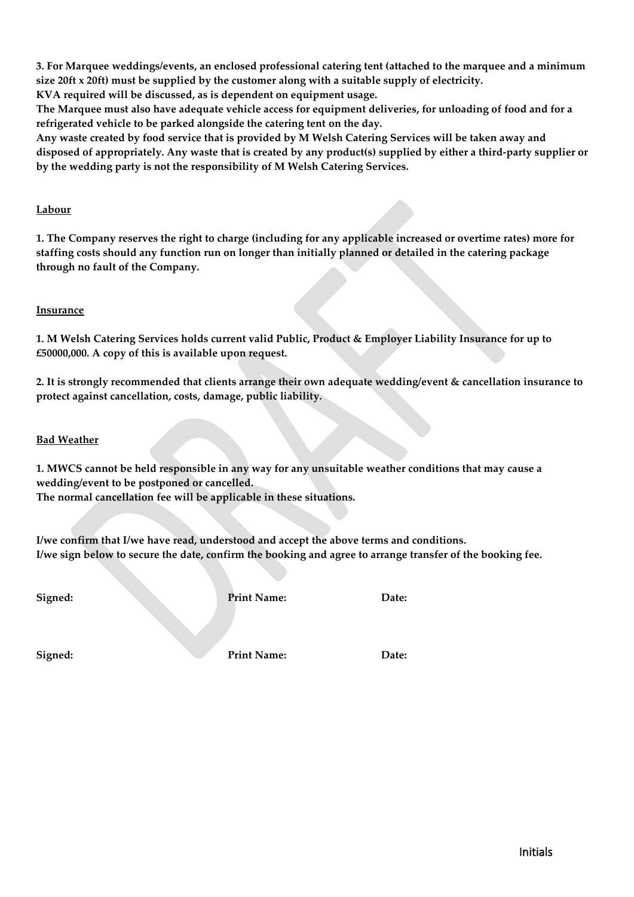**3. For Marquee weddings/events, an enclosed professional catering tent (attached to the marquee and a minimum size 20ft x 20ft) must be supplied by the customer along with a suitable supply of electricity.**
**KVA required will be discussed, as is dependent on equipment usage.**
**The Marquee must also have adequate vehicle access for equipment deliveries, for unloading of food and for a refrigerated vehicle to be parked alongside the catering tent on the day.**
**Any waste created by food service that is provided by M Welsh Catering Services will be taken away and disposed of appropriately. Any waste that is created by any product(s) supplied by either a third-party supplier or by the wedding party is not the responsibility of M Welsh Catering Services.**

**<u>Labour</u>**

**1. The Company reserves the right to charge (including for any applicable increased or overtime rates) more for staffing costs should any function run on longer than initially planned or detailed in the catering package through no fault of the Company.**

**<u>Insurance</u>**

**1. M Welsh Catering Services holds current valid Public, Product & Employer Liability Insurance for up to £50000,000. A copy of this is available upon request.**

**2. It is strongly recommended that clients arrange their own adequate wedding/event & cancellation insurance to protect against cancellation, costs, damage, public liability.**

**<u>Bad Weather</u>**

**1. MWCS cannot be held responsible in any way for any unsuitable weather conditions that may cause a wedding/event to be postponed or cancelled.**
**The normal cancellation fee will be applicable in these situations.**

**I/we confirm that I/we have read, understood and accept the above terms and conditions.**
**I/we sign below to secure the date, confirm the booking and agree to arrange transfer of the booking fee.**

**Signed:** **Print Name:** **Date:**

**Signed:** **Print Name:** **Date:**

Initials